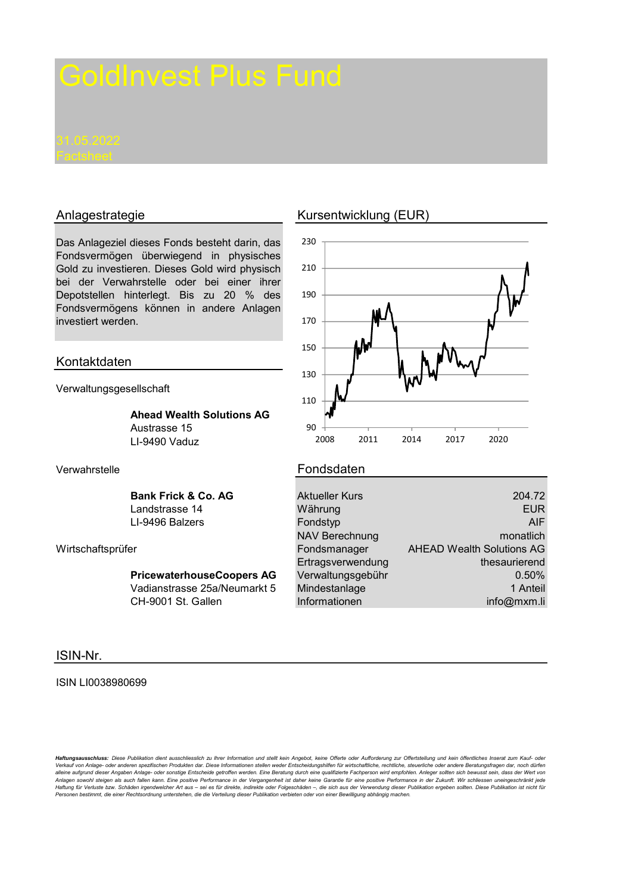# GoldInvest Plus Fund

31.05.2022
Factsheet

## Anlagestrategie

Das Anlageziel dieses Fonds besteht darin, das Fondsvermögen überwiegend in physisches Gold zu investieren. Dieses Gold wird physisch bei der Verwahrstelle oder bei einer ihrer Depotstellen hinterlegt. Bis zu 20 % des Fondsvermögens können in andere Anlagen investiert werden.

## Kursentwicklung (EUR)

## Kontaktdaten

Verwaltungsgesellschaft

**Ahead Wealth Solutions AG**
Austrasse 15
LI-9490 Vaduz

Verwahrstelle

**Bank Frick & Co. AG**
Landstrasse 14
LI-9496 Balzers

Wirtschaftsprüfer

**PricewaterhouseCoopers AG**
Vadianstrasse 25a/Neumarkt 5
CH-9001 St. Gallen

## Fondsdaten

| | |
|---|---|
| Aktueller Kurs | 204.72 |
| Währung | EUR |
| Fondstyp | AIF |
| NAV Berechnung | monatlich |
| Fondsmanager | AHEAD Wealth Solutions AG |
| Ertragsverwendung | thesaurierend |
| Verwaltungsgebühr | 0.50% |
| Mindestanlage | 1 Anteil |
| Informationen | info@mxm.li |

## ISIN-Nr.

ISIN LI0038980699

***Haftungsausschluss:*** *Diese Publikation dient ausschliesslich zu Ihrer Information und stellt kein Angebot, keine Offerte oder Aufforderung zur Offertstellung und kein öffentliches Inserat zum Kauf- oder Verkauf von Anlage- oder anderen spezifischen Produkten dar. Diese Informationen stellen weder Entscheidungshilfen für wirtschaftliche, rechtliche, steuerliche oder andere Beratungsfragen dar, noch dürfen alleine aufgrund dieser Angaben Anlage- oder sonstige Entscheide getroffen werden. Eine Beratung durch eine qualifizierte Fachperson wird empfohlen. Anleger sollten sich bewusst sein, dass der Wert von Anlagen sowohl steigen als auch fallen kann. Eine positive Performance in der Vergangenheit ist daher keine Garantie für eine positive Performance in der Zukunft. Wir schliessen uneingeschränkt jede Haftung für Verluste bzw. Schäden irgendwelcher Art aus – sei es für direkte, indirekte oder Folgeschäden –, die sich aus der Verwendung dieser Publikation ergeben sollten. Diese Publikation ist nicht für Personen bestimmt, die einer Rechtsordnung unterstehen, die die Verteilung dieser Publikation verbieten oder von einer Bewilligung abhängig machen.*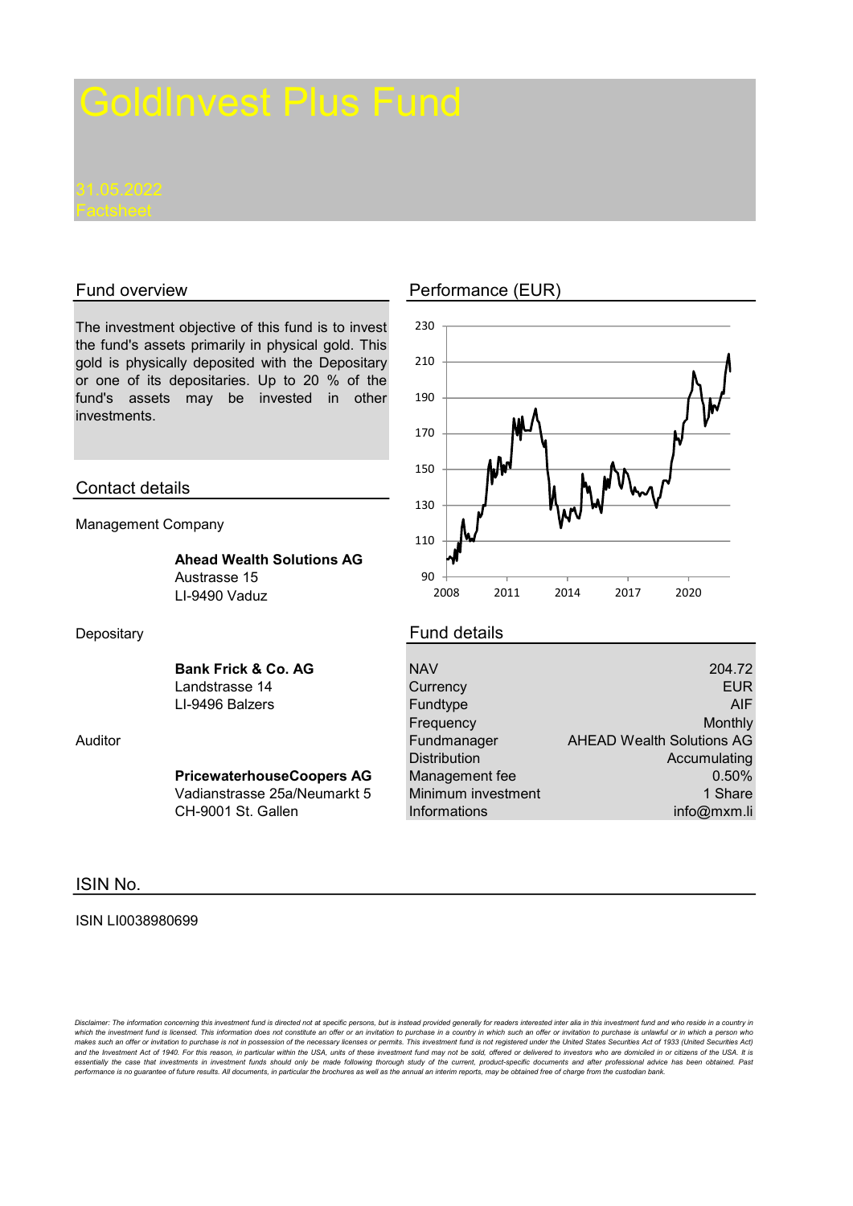# GoldInvest Plus Fund

31.05.2022
Factsheet

## Fund overview

The investment objective of this fund is to invest the fund's assets primarily in physical gold. This gold is physically deposited with the Depositary or one of its depositaries. Up to 20 % of the fund's assets may be invested in other investments.

## Contact details

Management Company

**Ahead Wealth Solutions AG**
Austrasse 15
LI-9490 Vaduz

Depositary

**Bank Frick & Co. AG**
Landstrasse 14
LI-9496 Balzers

Auditor

**PricewaterhouseCoopers AG**
Vadianstrasse 25a/Neumarkt 5
CH-9001 St. Gallen

## Performance (EUR)

230
210
190
170
150
130
110
90

2008 2011 2014 2017 2020

## Fund details

| | |
|---|---|
| NAV | 204.72 |
| Currency | EUR |
| Fundtype | AIF |
| Frequency | Monthly |
| Fundmanager | AHEAD Wealth Solutions AG |
| Distribution | Accumulating |
| Management fee | 0.50% |
| Minimum investment | 1 Share |
| Informations | info@mxm.li |

## ISIN No.

ISIN LI0038980699

*Disclaimer: The information concerning this investment fund is directed not at specific persons, but is instead provided generally for readers interested inter alia in this investment fund and who reside in a country in which the investment fund is licensed. This information does not constitute an offer or an invitation to purchase in a country in which such an offer or invitation to purchase is unlawful or in which a person who makes such an offer or invitation to purchase is not in possession of the necessary licenses or permits. This investment fund is not registered under the United States Securities Act of 1933 (United Securities Act) and the Investment Act of 1940. For this reason, in particular within the USA, units of these investment fund may not be sold, offered or delivered to investors who are domiciled in or citizens of the USA. It is essentially the case that investments in investment funds should only be made following thorough study of the current, product-specific documents and after professional advice has been obtained. Past performance is no guarantee of future results. All documents, in particular the brochures as well as the annual an interim reports, may be obtained free of charge from the custodian bank.*